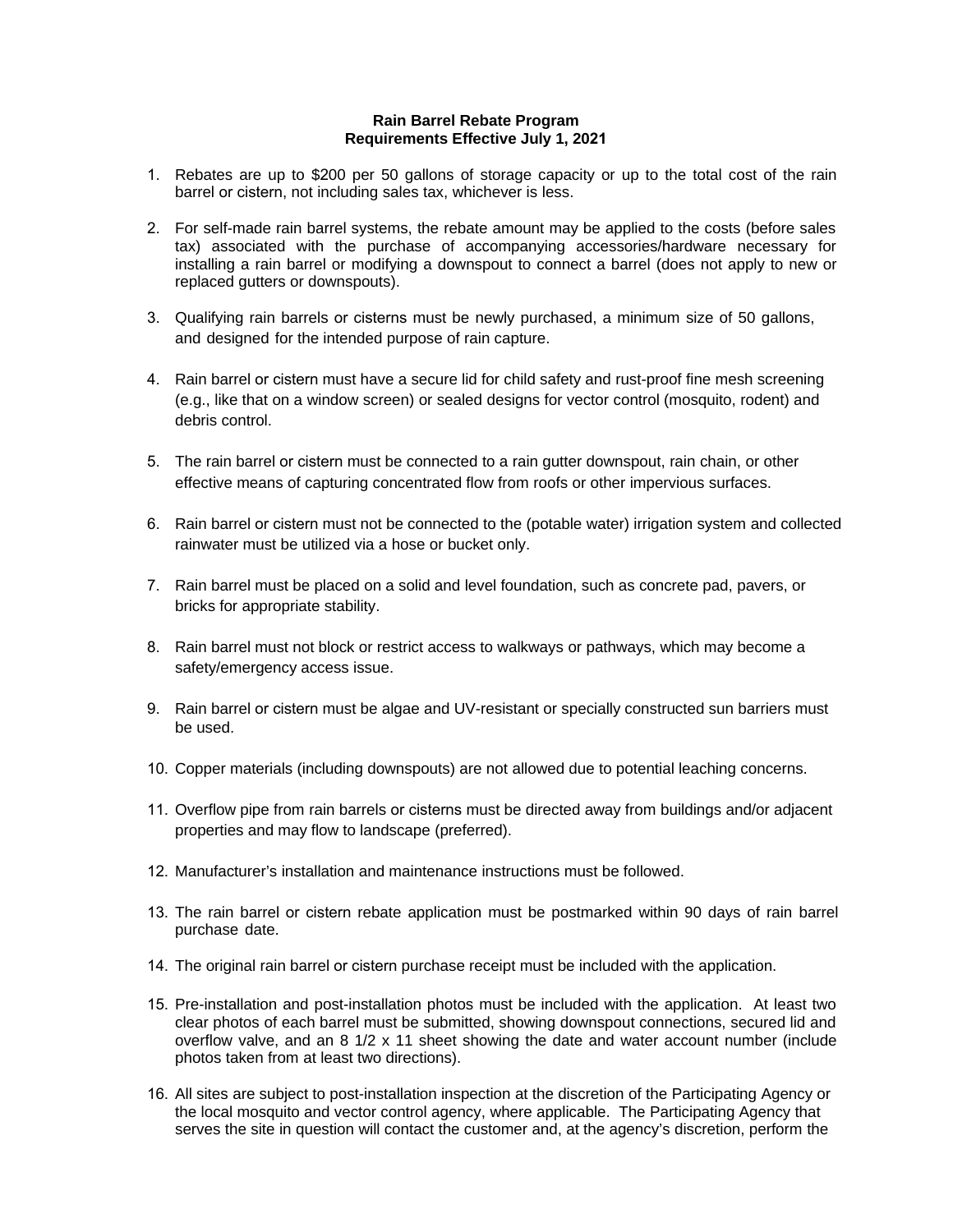**Rain Barrel Rebate Program**
**Requirements Effective July 1, 2021**

1. Rebates are up to $200 per 50 gallons of storage capacity or up to the total cost of the rain barrel or cistern, not including sales tax, whichever is less.

2. For self-made rain barrel systems, the rebate amount may be applied to the costs (before sales tax) associated with the purchase of accompanying accessories/hardware necessary for installing a rain barrel or modifying a downspout to connect a barrel (does not apply to new or replaced gutters or downspouts).

3. Qualifying rain barrels or cisterns must be newly purchased, a minimum size of 50 gallons, and designed for the intended purpose of rain capture.

4. Rain barrel or cistern must have a secure lid for child safety and rust-proof fine mesh screening (e.g., like that on a window screen) or sealed designs for vector control (mosquito, rodent) and debris control.

5. The rain barrel or cistern must be connected to a rain gutter downspout, rain chain, or other effective means of capturing concentrated flow from roofs or other impervious surfaces.

6. Rain barrel or cistern must not be connected to the (potable water) irrigation system and collected rainwater must be utilized via a hose or bucket only.

7. Rain barrel must be placed on a solid and level foundation, such as concrete pad, pavers, or bricks for appropriate stability.

8. Rain barrel must not block or restrict access to walkways or pathways, which may become a safety/emergency access issue.

9. Rain barrel or cistern must be algae and UV-resistant or specially constructed sun barriers must be used.

10. Copper materials (including downspouts) are not allowed due to potential leaching concerns.

11. Overflow pipe from rain barrels or cisterns must be directed away from buildings and/or adjacent properties and may flow to landscape (preferred).

12. Manufacturer's installation and maintenance instructions must be followed.

13. The rain barrel or cistern rebate application must be postmarked within 90 days of rain barrel purchase date.

14. The original rain barrel or cistern purchase receipt must be included with the application.

15. Pre-installation and post-installation photos must be included with the application. At least two clear photos of each barrel must be submitted, showing downspout connections, secured lid and overflow valve, and an 8 1/2 x 11 sheet showing the date and water account number (include photos taken from at least two directions).

16. All sites are subject to post-installation inspection at the discretion of the Participating Agency or the local mosquito and vector control agency, where applicable. The Participating Agency that serves the site in question will contact the customer and, at the agency's discretion, perform the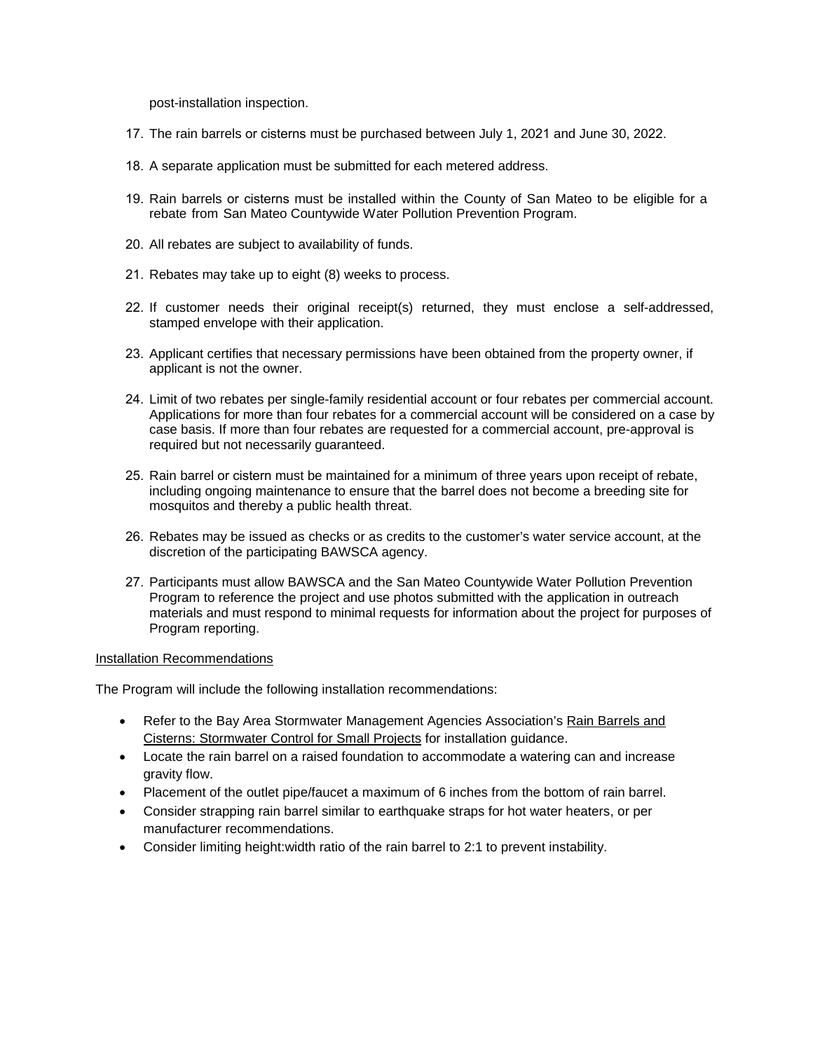post-installation inspection.

17. The rain barrels or cisterns must be purchased between July 1, 2021 and June 30, 2022.

18. A separate application must be submitted for each metered address.

19. Rain barrels or cisterns must be installed within the County of San Mateo to be eligible for a rebate from San Mateo Countywide Water Pollution Prevention Program.

20. All rebates are subject to availability of funds.

21. Rebates may take up to eight (8) weeks to process.

22. If customer needs their original receipt(s) returned, they must enclose a self-addressed, stamped envelope with their application.

23. Applicant certifies that necessary permissions have been obtained from the property owner, if applicant is not the owner.

24. Limit of two rebates per single-family residential account or four rebates per commercial account. Applications for more than four rebates for a commercial account will be considered on a case by case basis. If more than four rebates are requested for a commercial account, pre-approval is required but not necessarily guaranteed.

25. Rain barrel or cistern must be maintained for a minimum of three years upon receipt of rebate, including ongoing maintenance to ensure that the barrel does not become a breeding site for mosquitos and thereby a public health threat.

26. Rebates may be issued as checks or as credits to the customer's water service account, at the discretion of the participating BAWSCA agency.

27. Participants must allow BAWSCA and the San Mateo Countywide Water Pollution Prevention Program to reference the project and use photos submitted with the application in outreach materials and must respond to minimal requests for information about the project for purposes of Program reporting.

Installation Recommendations

The Program will include the following installation recommendations:

- Refer to the Bay Area Stormwater Management Agencies Association's Rain Barrels and Cisterns: Stormwater Control for Small Projects for installation guidance.
- Locate the rain barrel on a raised foundation to accommodate a watering can and increase gravity flow.
- Placement of the outlet pipe/faucet a maximum of 6 inches from the bottom of rain barrel.
- Consider strapping rain barrel similar to earthquake straps for hot water heaters, or per manufacturer recommendations.
- Consider limiting height:width ratio of the rain barrel to 2:1 to prevent instability.